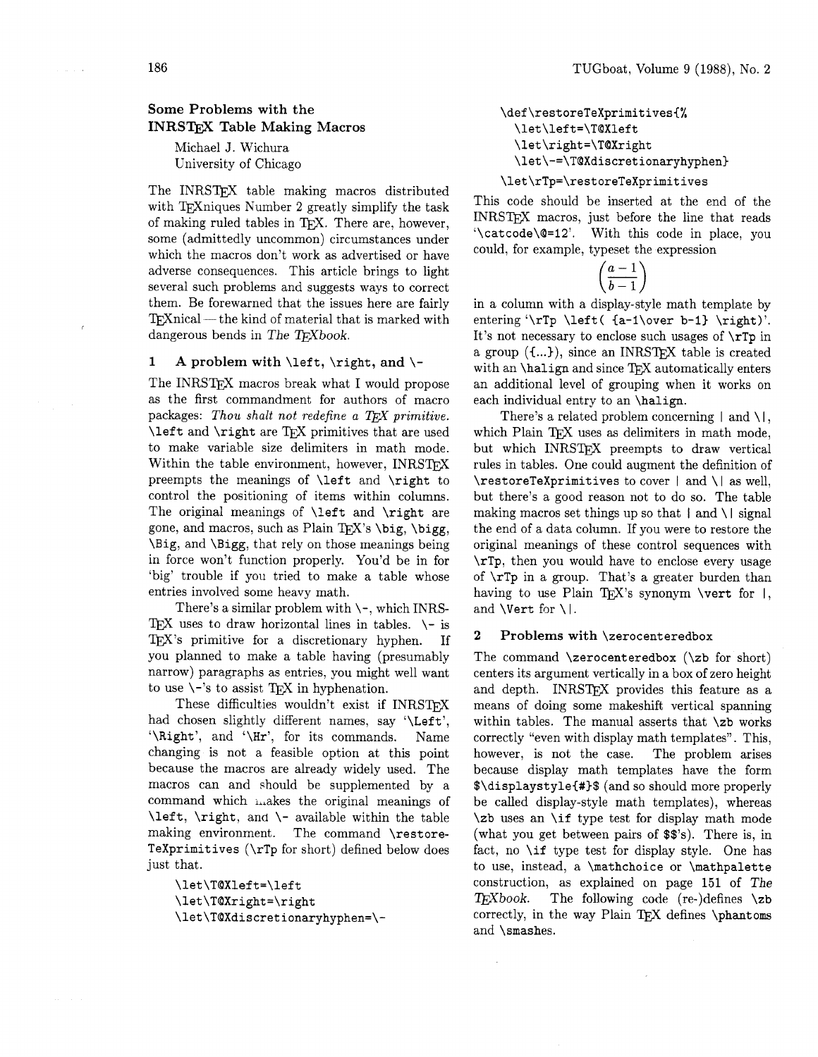## Some Problems with the INRSTEX Table Making Macros

Michael J. Wichura
University of Chicago

The INRSTEX table making macros distributed with TEXniques Number 2 greatly simplify the task of making ruled tables in TEX. There are, however, some (admittedly uncommon) circumstances under which the macros don't work as advertised or have adverse consequences. This article brings to light several such problems and suggests ways to correct them. Be forewarned that the issues here are fairly TEXnical — the kind of material that is marked with dangerous bends in *The TEXbook*.

### 1 A problem with `\left`, `\right`, and `\-`

The INRSTEX macros break what I would propose as the first commandment for authors of macro packages: *Thou shalt not redefine a TEX primitive.* `\left` and `\right` are TEX primitives that are used to make variable size delimiters in math mode. Within the table environment, however, INRSTEX preempts the meanings of `\left` and `\right` to control the positioning of items within columns. The original meanings of `\left` and `\right` are gone, and macros, such as Plain TEX's `\big`, `\bigg`, `\Big`, and `\Bigg`, that rely on those meanings being in force won't function properly. You'd be in for 'big' trouble if you tried to make a table whose entries involved some heavy math.

There's a similar problem with `\-`, which INRSTEX uses to draw horizontal lines in tables. `\-` is TEX's primitive for a discretionary hyphen. If you planned to make a table having (presumably narrow) paragraphs as entries, you might well want to use `\-`'s to assist TEX in hyphenation.

These difficulties wouldn't exist if INRSTEX had chosen slightly different names, say '`\Left`', '`\Right`', and '`\Hr`', for its commands. Name changing is not a feasible option at this point because the macros are already widely used. The macros can and should be supplemented by a command which makes the original meanings of `\left`, `\right`, and `\-` available within the table making environment. The command `\restoreTeXprimitives` (`\rTp` for short) defined below does just that.

```
\let\T@Xleft=\left
\let\T@Xright=\right
\let\T@Xdiscretionaryhyphen=\-
\def\restoreTeXprimitives{%
  \let\left=\T@Xleft
  \let\right=\T@Xright
  \let\-=\T@Xdiscretionaryhyphen}
\let\rTp=\restoreTeXprimitives
```

This code should be inserted at the end of the INRSTEX macros, just before the line that reads '`\catcode\@=12`'. With this code in place, you could, for example, typeset the expression

$$\left(\frac{a-1}{b-1}\right)$$

in a column with a display-style math template by entering '`\rTp \left( {a-1\over b-1} \right)`'. It's not necessary to enclose such usages of `\rTp` in a group (`{...}`), since an INRSTEX table is created with an `\halign` and since TEX automatically enters an additional level of grouping when it works on each individual entry to an `\halign`.

There's a related problem concerning `|` and `\|`, which Plain TEX uses as delimiters in math mode, but which INRSTEX preempts to draw vertical rules in tables. One could augment the definition of `\restoreTeXprimitives` to cover `|` and `\|` as well, but there's a good reason not to do so. The table making macros set things up so that `|` and `\|` signal the end of a data column. If you were to restore the original meanings of these control sequences with `\rTp`, then you would have to enclose every usage of `\rTp` in a group. That's a greater burden than having to use Plain TEX's synonym `\vert` for `|`, and `\Vert` for `\|`.

### 2 Problems with `\zerocenteredbox`

The command `\zerocenteredbox` (`\zb` for short) centers its argument vertically in a box of zero height and depth. INRSTEX provides this feature as a means of doing some makeshift vertical spanning within tables. The manual asserts that `\zb` works correctly "even with display math templates". This, however, is not the case. The problem arises because display math templates have the form `$\displaystyle{#}$` (and so should more properly be called display-style math templates), whereas `\zb` uses an `\if` type test for display math mode (what you get between pairs of `$$`'s). There is, in fact, no `\if` type test for display style. One has to use, instead, a `\mathchoice` or `\mathpalette` construction, as explained on page 151 of *The TEXbook*. The following code (re-)defines `\zb` correctly, in the way Plain TEX defines `\phantom`s and `\smash`es.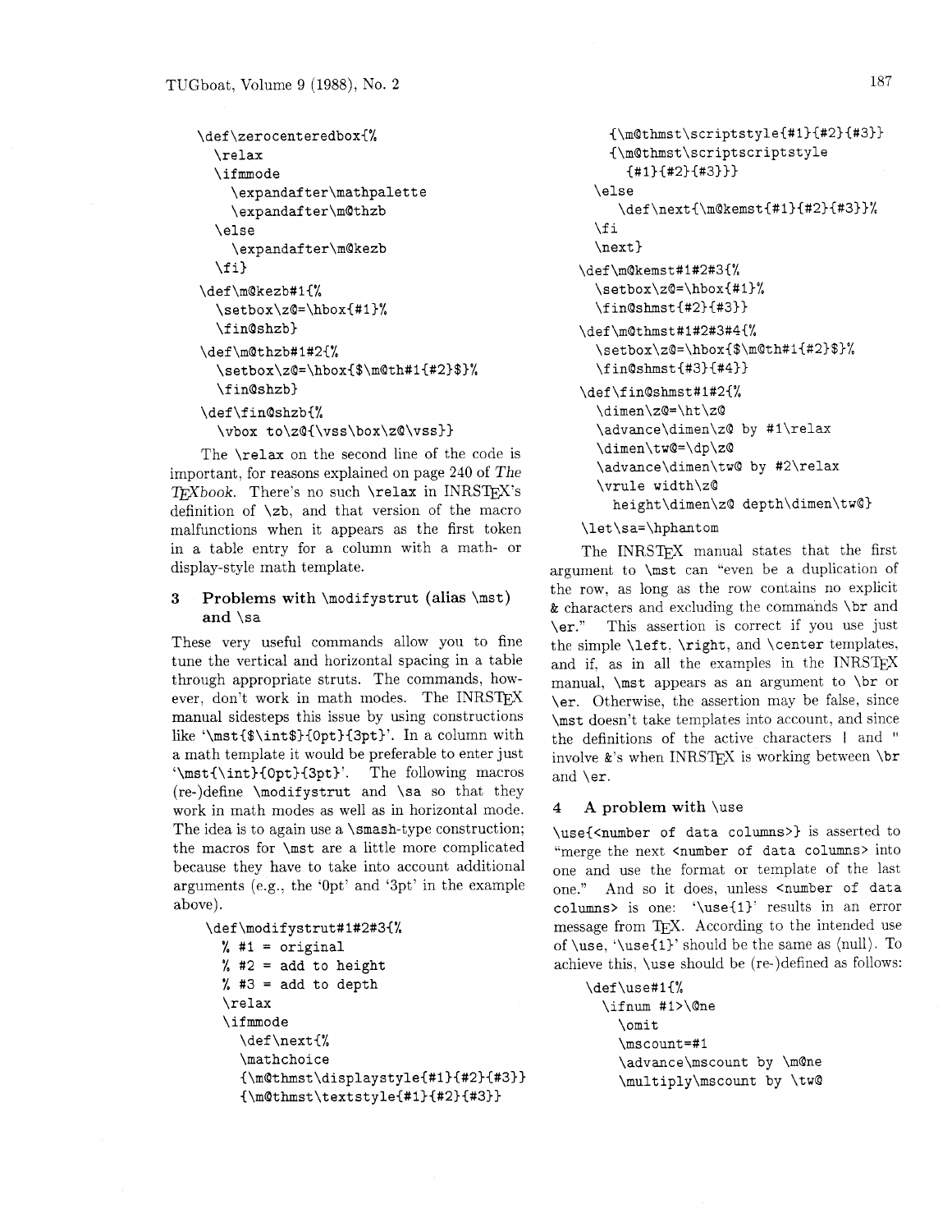```
\def\zerocenteredbox{%
  \relax
  \ifmmode
    \expandafter\mathpalette
    \expandafter\m@thzb
  \else
    \expandafter\m@kezb
  \fi}
\def\m@kezb#1{%
  \setbox\z@=\hbox{#1}%
  \fin@shzb}
\def\m@thzb#1#2{%
  \setbox\z@=\hbox{$\m@th#1{#2}$}%
  \fin@shzb}
\def\fin@shzb{%
  \vbox to\z@{\vss\box\z@\vss}}
```

The `\relax` on the second line of the code is important, for reasons explained on page 240 of *The TeXbook*. There's no such `\relax` in INRSTeX's definition of `\zb`, and that version of the macro malfunctions when it appears as the first token in a table entry for a column with a math- or display-style math template.

## 3 Problems with `\modifystrut` (alias `\mst`) and `\sa`

These very useful commands allow you to fine tune the vertical and horizontal spacing in a table through appropriate struts. The commands, however, don't work in math modes. The INRSTeX manual sidesteps this issue by using constructions like '`\mst{$\int$}{0pt}{3pt}`'. In a column with a math template it would be preferable to enter just '`\mst{\int}{0pt}{3pt}`'. The following macros (re-)define `\modifystrut` and `\sa` so that they work in math modes as well as in horizontal mode. The idea is to again use a `\smash`-type construction; the macros for `\mst` are a little more complicated because they have to take into account additional arguments (e.g., the '0pt' and '3pt' in the example above).

```
\def\modifystrut#1#2#3{%
  % #1 = original
  % #2 = add to height
  % #3 = add to depth
  \relax
  \ifmmode
    \def\next{%
    \mathchoice
    {\m@thmst\displaystyle{#1}{#2}{#3}}
    {\m@thmst\textstyle{#1}{#2}{#3}}
    {\m@thmst\scriptstyle{#1}{#2}{#3}}
    {\m@thmst\scriptscriptstyle
      {#1}{#2}{#3}}}
  \else
    \def\next{\m@kemst{#1}{#2}{#3}}%
  \fi
  \next}
\def\m@kemst#1#2#3{%
  \setbox\z@=\hbox{#1}%
  \fin@shmst{#2}{#3}}
\def\m@thmst#1#2#3#4{%
  \setbox\z@=\hbox{$\m@th#1{#2}$}%
  \fin@shmst{#3}{#4}}
\def\fin@shmst#1#2{%
  \dimen\z@=\ht\z@
  \advance\dimen\z@ by #1\relax
  \dimen\tw@=\dp\z@
  \advance\dimen\tw@ by #2\relax
  \vrule width\z@
    height\dimen\z@ depth\dimen\tw@}
\let\sa=\hphantom
```

The INRSTeX manual states that the first argument to `\mst` can "even be a duplication of the row, as long as the row contains no explicit & characters and excluding the commands `\br` and `\er`." This assertion is correct if you use just the simple `\left`, `\right`, and `\center` templates, and if, as in all the examples in the INRSTeX manual, `\mst` appears as an argument to `\br` or `\er`. Otherwise, the assertion may be false, since `\mst` doesn't take templates into account, and since the definitions of the active characters `|` and `"` involve &'s when INRSTeX is working between `\br` and `\er`.

## 4 A problem with `\use`

`\use{<number of data columns>}` is asserted to "merge the next `<number of data columns>` into one and use the format or template of the last one." And so it does, unless `<number of data columns>` is one: '`\use{1}`' results in an error message from TeX. According to the intended use of `\use`, '`\use{1}`' should be the same as ⟨null⟩. To achieve this, `\use` should be (re-)defined as follows:

```
\def\use#1{%
  \ifnum #1>\@ne
    \omit
    \mscount=#1
    \advance\mscount by \m@ne
    \multiply\mscount by \tw@
```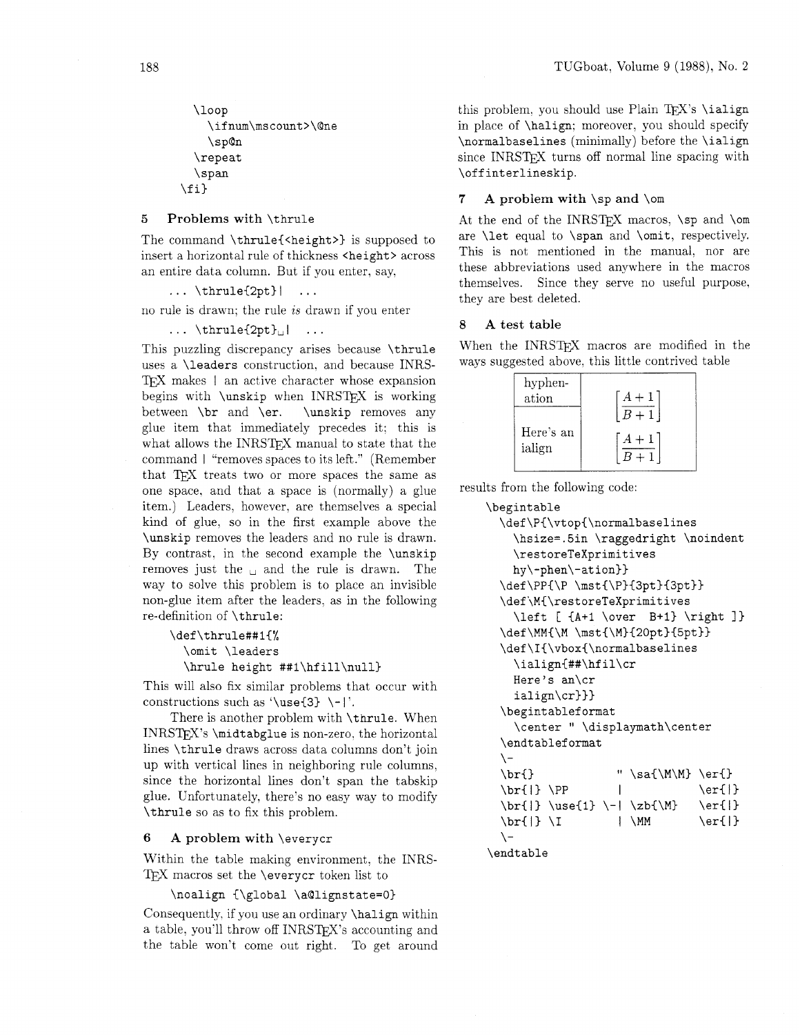```
      \loop
        \ifnum\mscount>\@ne
        \sp@n
      \repeat
      \span
    \fi}
```

## 5 Problems with `\thrule`

The command `\thrule{<height>}` is supposed to insert a horizontal rule of thickness `<height>` across an entire data column. But if you enter, say,

```
... \thrule{2pt}|  ...
```

no rule is drawn; the rule *is* drawn if you enter

```
... \thrule{2pt}␣|  ...
```

This puzzling discrepancy arises because `\thrule` uses a `\leaders` construction, and because INRS-TEX makes | an active character whose expansion begins with `\unskip` when INRSTEX is working between `\br` and `\er`. `\unskip` removes any glue item that immediately precedes it; this is what allows the INRSTEX manual to state that the command | "removes spaces to its left." (Remember that TEX treats two or more spaces the same as one space, and that a space is (normally) a glue item.) Leaders, however, are themselves a special kind of glue, so in the first example above the `\unskip` removes the leaders and no rule is drawn. By contrast, in the second example the `\unskip` removes just the ␣ and the rule is drawn. The way to solve this problem is to place an invisible non-glue item after the leaders, as in the following re-definition of `\thrule`:

```
\def\thrule##1{%
  \omit \leaders
  \hrule height ##1\hfill\null}
```

This will also fix similar problems that occur with constructions such as '`\use{3} \-|`'.

There is another problem with `\thrule`. When INRSTEX's `\midtabglue` is non-zero, the horizontal lines `\thrule` draws across data columns don't join up with vertical lines in neighboring rule columns, since the horizontal lines don't span the tabskip glue. Unfortunately, there's no easy way to modify `\thrule` so as to fix this problem.

## 6 A problem with `\everycr`

Within the table making environment, the INRS-TEX macros set the `\everycr` token list to

```
\noalign {\global \a@lignstate=0}
```

Consequently, if you use an ordinary `\halign` within a table, you'll throw off INRSTEX's accounting and the table won't come out right. To get around this problem, you should use Plain TEX's `\ialign` in place of `\halign`; moreover, you should specify `\normalbaselines` (minimally) before the `\ialign` since INRSTEX turns off normal line spacing with `\offinterlineskip`.

## 7 A problem with `\sp` and `\om`

At the end of the INRSTEX macros, `\sp` and `\om` are `\let` equal to `\span` and `\omit`, respectively. This is not mentioned in the manual, nor are these abbreviations used anywhere in the macros themselves. Since they serve no useful purpose, they are best deleted.

## 8 A test table

When the INRSTEX macros are modified in the ways suggested above, this little contrived table

| | |
|---|---|
| hyphen- ation | $\left[\frac{A+1}{B+1}\right]$ |
| Here's an ialign | $\left[\frac{A+1}{B+1}\right]$ |

results from the following code:

```
\begintable
  \def\P{\vtop{\normalbaselines
    \hsize=.5in \raggedright \noindent
    \restoreTeXprimitives
    hy\-phen\-ation}}
  \def\PP{\P \mst{\P}{3pt}{3pt}}
  \def\M{\restoreTeXprimitives
    \left [ {A+1 \over  B+1} \right ]}
  \def\MM{\M \mst{\M}{20pt}{5pt}}
  \def\I{\vbox{\normalbaselines
    \ialign{##\hfil\cr
    Here's an\cr
    ialign\cr}}}
  \begintableformat
    \center " \displaymath\center
  \endtableformat
  \-
  \br{}            " \sa{\M\M} \er{}
  \br{|} \PP       |           \er{|}
  \br{|} \use{1} \-| \zb{\M}   \er{|}
  \br{|} \I        | \MM       \er{|}
  \-
\endtable
```